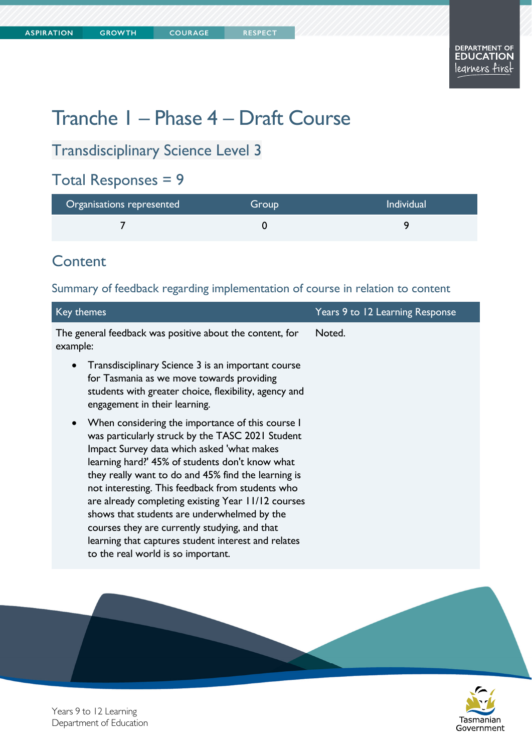# Tranche 1 – Phase 4 – Draft Course

## Transdisciplinary Science Level 3

## Total Responses = 9

| Organisations represented | Group | Individual |
|---|---|---|
| 7 | 0 | 9 |

## Content

### Summary of feedback regarding implementation of course in relation to content

| Key themes | Years 9 to 12 Learning Response |
|---|---|
| The general feedback was positive about the content, for example:<br>• Transdisciplinary Science 3 is an important course for Tasmania as we move towards providing students with greater choice, flexibility, agency and engagement in their learning.<br>• When considering the importance of this course I was particularly struck by the TASC 2021 Student Impact Survey data which asked 'what makes learning hard?' 45% of students don't know what they really want to do and 45% find the learning is not interesting. This feedback from students who are already completing existing Year 11/12 courses shows that students are underwhelmed by the courses they are currently studying, and that learning that captures student interest and relates to the real world is so important. | Noted. |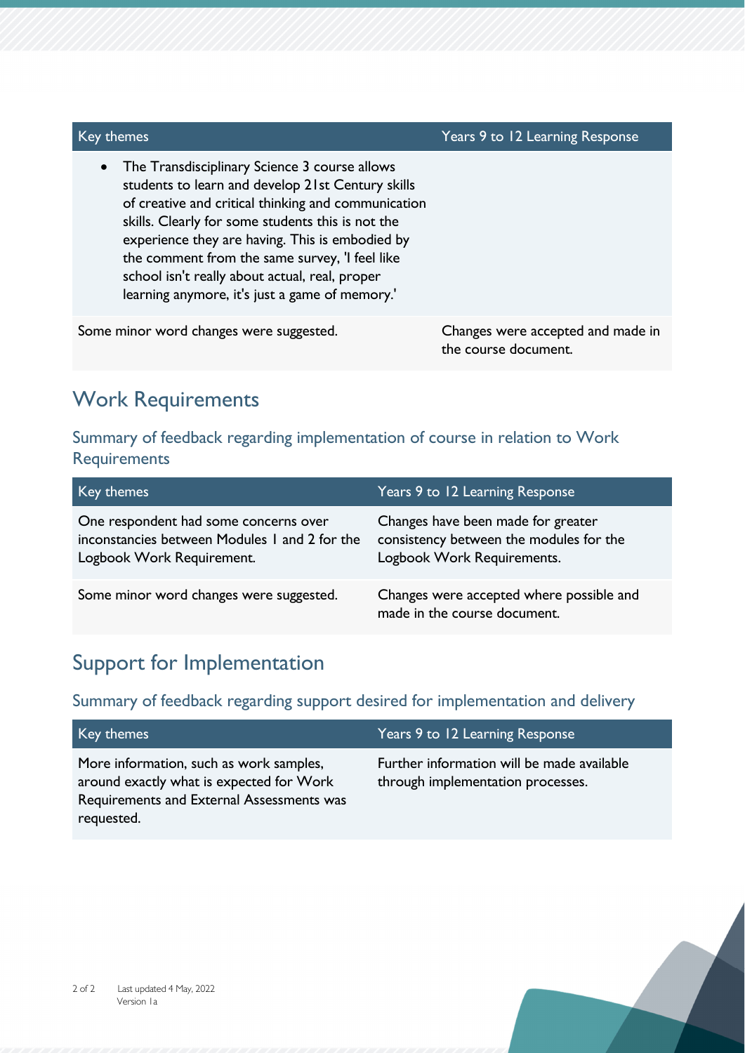| Key themes | Years 9 to 12 Learning Response |
|---|---|
| • The Transdisciplinary Science 3 course allows students to learn and develop 21st Century skills of creative and critical thinking and communication skills. Clearly for some students this is not the experience they are having. This is embodied by the comment from the same survey, 'I feel like school isn't really about actual, real, proper learning anymore, it's just a game of memory.' | |
| Some minor word changes were suggested. | Changes were accepted and made in the course document. |

## Work Requirements

### Summary of feedback regarding implementation of course in relation to Work Requirements

| Key themes | Years 9 to 12 Learning Response |
|---|---|
| One respondent had some concerns over inconstancies between Modules 1 and 2 for the Logbook Work Requirement. | Changes have been made for greater consistency between the modules for the Logbook Work Requirements. |
| Some minor word changes were suggested. | Changes were accepted where possible and made in the course document. |

## Support for Implementation

### Summary of feedback regarding support desired for implementation and delivery

| Key themes | Years 9 to 12 Learning Response |
|---|---|
| More information, such as work samples, around exactly what is expected for Work Requirements and External Assessments was requested. | Further information will be made available through implementation processes. |

Last updated 4 May, 2022
Version 1a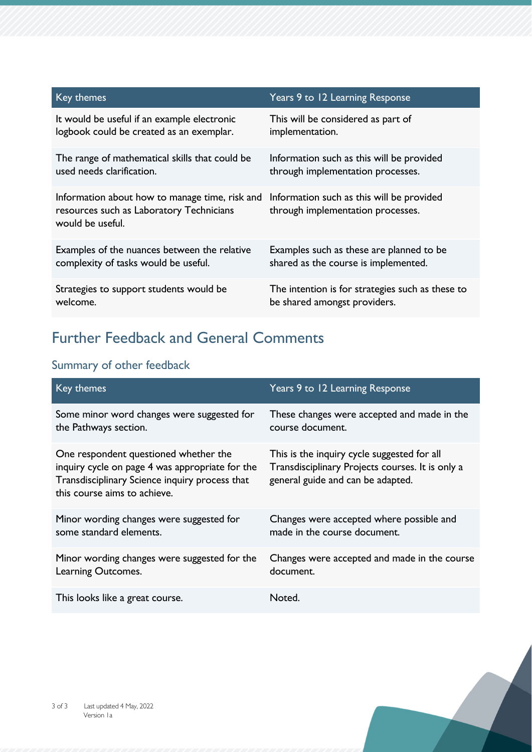| Key themes | Years 9 to 12 Learning Response |
| --- | --- |
| It would be useful if an example electronic logbook could be created as an exemplar. | This will be considered as part of implementation. |
| The range of mathematical skills that could be used needs clarification. | Information such as this will be provided through implementation processes. |
| Information about how to manage time, risk and resources such as Laboratory Technicians would be useful. | Information such as this will be provided through implementation processes. |
| Examples of the nuances between the relative complexity of tasks would be useful. | Examples such as these are planned to be shared as the course is implemented. |
| Strategies to support students would be welcome. | The intention is for strategies such as these to be shared amongst providers. |

## Further Feedback and General Comments

### Summary of other feedback

| Key themes | Years 9 to 12 Learning Response |
| --- | --- |
| Some minor word changes were suggested for the Pathways section. | These changes were accepted and made in the course document. |
| One respondent questioned whether the inquiry cycle on page 4 was appropriate for the Transdisciplinary Science inquiry process that this course aims to achieve. | This is the inquiry cycle suggested for all Transdisciplinary Projects courses. It is only a general guide and can be adapted. |
| Minor wording changes were suggested for some standard elements. | Changes were accepted where possible and made in the course document. |
| Minor wording changes were suggested for the Learning Outcomes. | Changes were accepted and made in the course document. |
| This looks like a great course. | Noted. |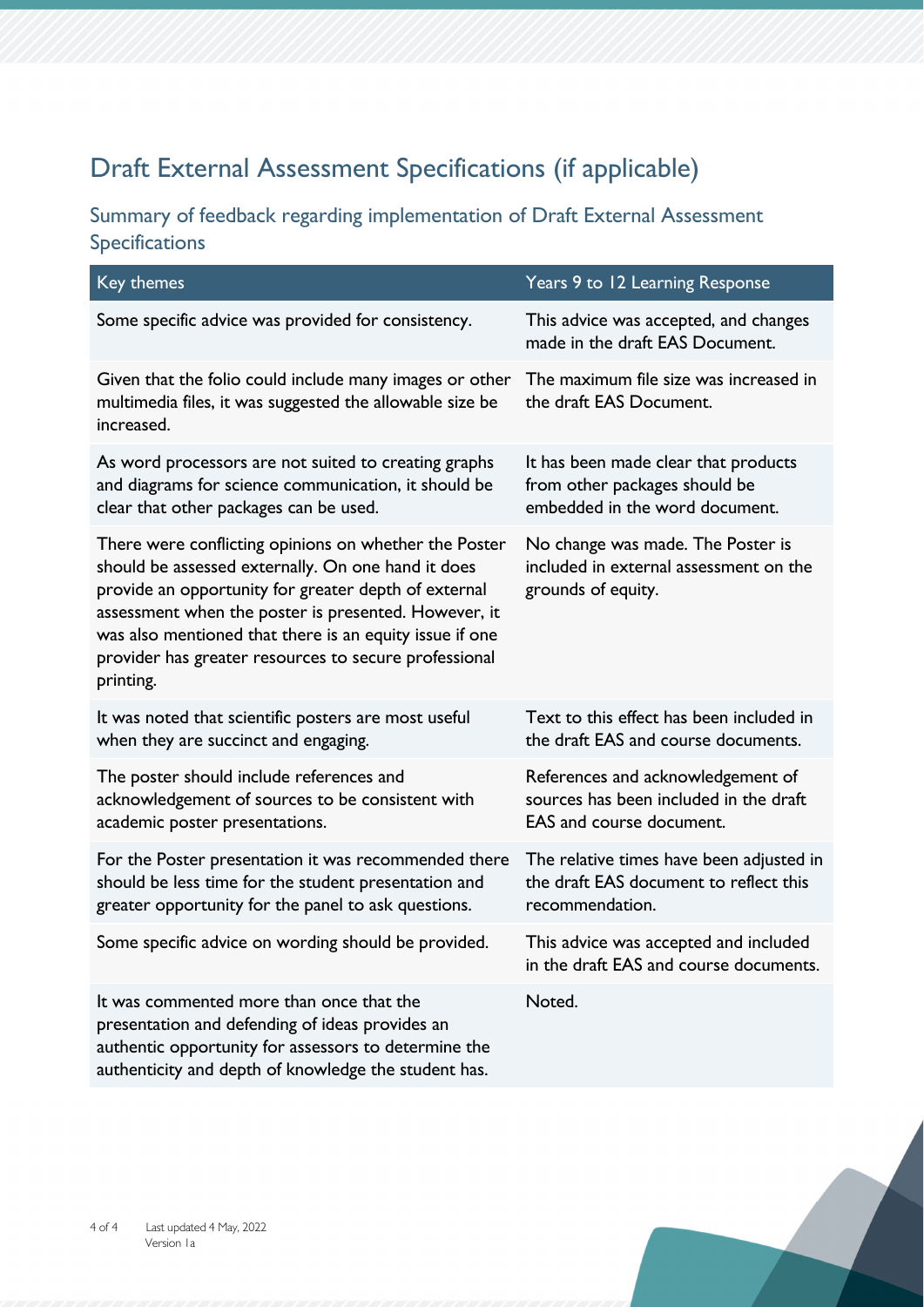# Draft External Assessment Specifications (if applicable)

## Summary of feedback regarding implementation of Draft External Assessment Specifications

| Key themes | Years 9 to 12 Learning Response |
| --- | --- |
| Some specific advice was provided for consistency. | This advice was accepted, and changes made in the draft EAS Document. |
| Given that the folio could include many images or other multimedia files, it was suggested the allowable size be increased. | The maximum file size was increased in the draft EAS Document. |
| As word processors are not suited to creating graphs and diagrams for science communication, it should be clear that other packages can be used. | It has been made clear that products from other packages should be embedded in the word document. |
| There were conflicting opinions on whether the Poster should be assessed externally. On one hand it does provide an opportunity for greater depth of external assessment when the poster is presented. However, it was also mentioned that there is an equity issue if one provider has greater resources to secure professional printing. | No change was made. The Poster is included in external assessment on the grounds of equity. |
| It was noted that scientific posters are most useful when they are succinct and engaging. | Text to this effect has been included in the draft EAS and course documents. |
| The poster should include references and acknowledgement of sources to be consistent with academic poster presentations. | References and acknowledgement of sources has been included in the draft EAS and course document. |
| For the Poster presentation it was recommended there should be less time for the student presentation and greater opportunity for the panel to ask questions. | The relative times have been adjusted in the draft EAS document to reflect this recommendation. |
| Some specific advice on wording should be provided. | This advice was accepted and included in the draft EAS and course documents. |
| It was commented more than once that the presentation and defending of ideas provides an authentic opportunity for assessors to determine the authenticity and depth of knowledge the student has. | Noted. |

Last updated 4 May, 2022
Version 1a